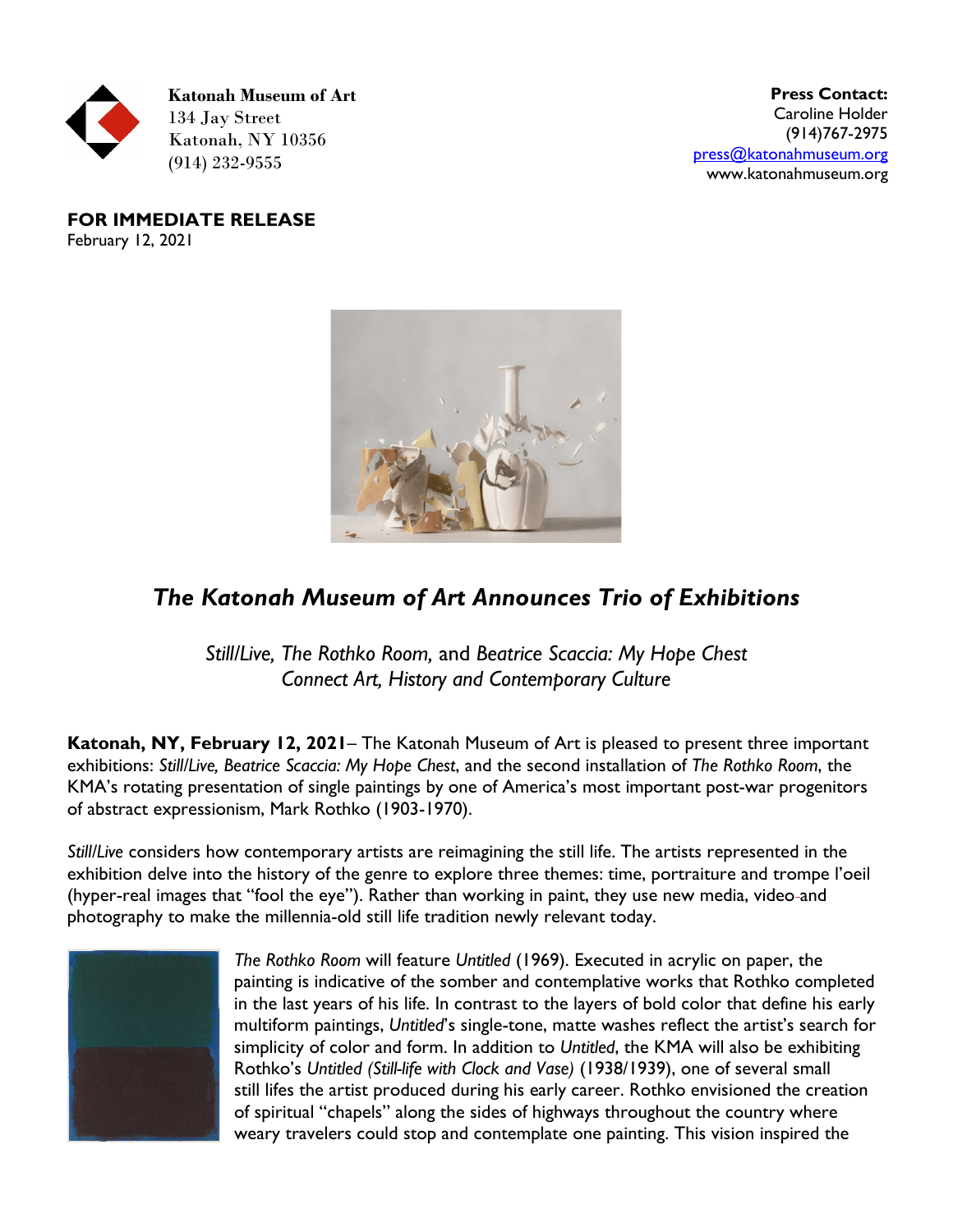**Katonah Museum of Art**
134 Jay Street
Katonah, NY 10356
(914) 232-9555

**Press Contact:**
Caroline Holder
(914)767-2975
press@katonahmuseum.org
www.katonahmuseum.org

**FOR IMMEDIATE RELEASE**
February 12, 2021

# *The Katonah Museum of Art Announces Trio of Exhibitions*

*Still/Live, The Rothko Room,* and *Beatrice Scaccia: My Hope Chest*
*Connect Art, History and Contemporary Culture*

**Katonah, NY, February 12, 2021**– The Katonah Museum of Art is pleased to present three important exhibitions: *Still/Live, Beatrice Scaccia: My Hope Chest*, and the second installation of *The Rothko Room*, the KMA's rotating presentation of single paintings by one of America's most important post-war progenitors of abstract expressionism, Mark Rothko (1903-1970).

*Still/Live* considers how contemporary artists are reimagining the still life. The artists represented in the exhibition delve into the history of the genre to explore three themes: time, portraiture and trompe l'oeil (hyper-real images that "fool the eye"). Rather than working in paint, they use new media, video and photography to make the millennia-old still life tradition newly relevant today.

*The Rothko Room* will feature *Untitled* (1969). Executed in acrylic on paper, the painting is indicative of the somber and contemplative works that Rothko completed in the last years of his life. In contrast to the layers of bold color that define his early multiform paintings, *Untitled*'s single-tone, matte washes reflect the artist's search for simplicity of color and form. In addition to *Untitled*, the KMA will also be exhibiting Rothko's *Untitled (Still-life with Clock and Vase)* (1938/1939), one of several small still lifes the artist produced during his early career. Rothko envisioned the creation of spiritual "chapels" along the sides of highways throughout the country where weary travelers could stop and contemplate one painting. This vision inspired the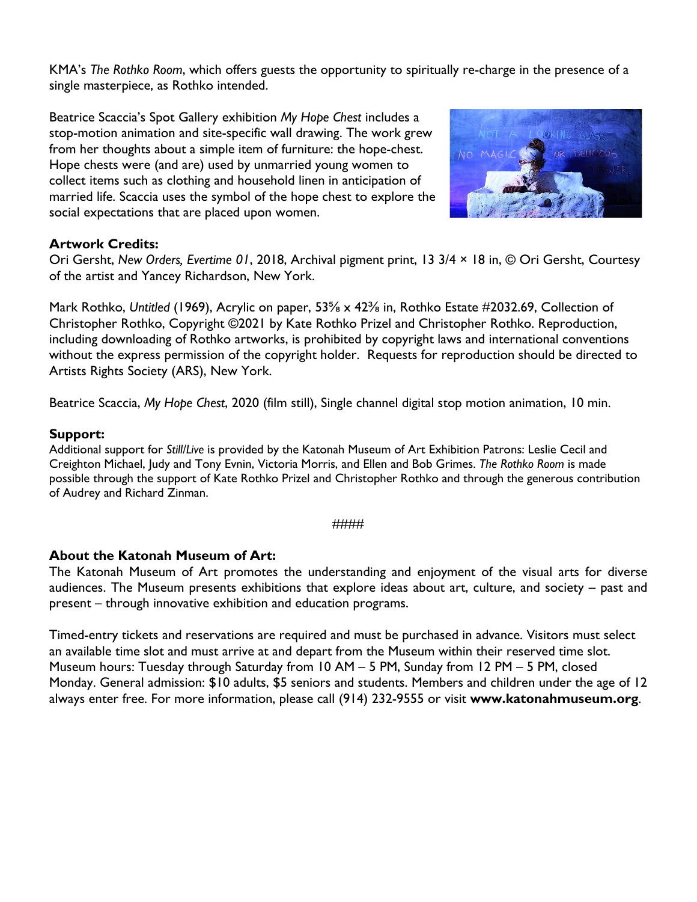KMA's *The Rothko Room*, which offers guests the opportunity to spiritually re-charge in the presence of a single masterpiece, as Rothko intended.

Beatrice Scaccia's Spot Gallery exhibition *My Hope Chest* includes a stop-motion animation and site-specific wall drawing. The work grew from her thoughts about a simple item of furniture: the hope-chest. Hope chests were (and are) used by unmarried young women to collect items such as clothing and household linen in anticipation of married life. Scaccia uses the symbol of the hope chest to explore the social expectations that are placed upon women.

**Artwork Credits:**
Ori Gersht, *New Orders, Evertime 01*, 2018, Archival pigment print, 13 3/4 × 18 in, © Ori Gersht, Courtesy of the artist and Yancey Richardson, New York.

Mark Rothko, *Untitled* (1969), Acrylic on paper, 53⅝ x 42⅜ in, Rothko Estate #2032.69, Collection of Christopher Rothko, Copyright ©2021 by Kate Rothko Prizel and Christopher Rothko. Reproduction, including downloading of Rothko artworks, is prohibited by copyright laws and international conventions without the express permission of the copyright holder. Requests for reproduction should be directed to Artists Rights Society (ARS), New York.

Beatrice Scaccia, *My Hope Chest*, 2020 (film still), Single channel digital stop motion animation, 10 min.

**Support:**
Additional support for *Still/Live* is provided by the Katonah Museum of Art Exhibition Patrons: Leslie Cecil and Creighton Michael, Judy and Tony Evnin, Victoria Morris, and Ellen and Bob Grimes. *The Rothko Room* is made possible through the support of Kate Rothko Prizel and Christopher Rothko and through the generous contribution of Audrey and Richard Zinman.

####

**About the Katonah Museum of Art:**
The Katonah Museum of Art promotes the understanding and enjoyment of the visual arts for diverse audiences. The Museum presents exhibitions that explore ideas about art, culture, and society – past and present – through innovative exhibition and education programs.

Timed-entry tickets and reservations are required and must be purchased in advance. Visitors must select an available time slot and must arrive at and depart from the Museum within their reserved time slot. Museum hours: Tuesday through Saturday from 10 AM – 5 PM, Sunday from 12 PM – 5 PM, closed Monday. General admission: $10 adults, $5 seniors and students. Members and children under the age of 12 always enter free. For more information, please call (914) 232-9555 or visit **www.katonahmuseum.org**.